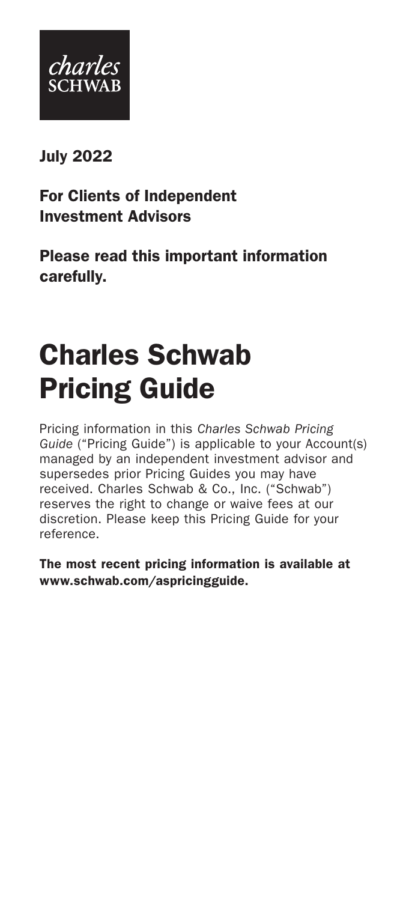charles SCHWAB

**July 2022**

**For Clients of Independent Investment Advisors**

**Please read this important information carefully.**

# Charles Schwab Pricing Guide

Pricing information in this *Charles Schwab Pricing Guide* ("Pricing Guide") is applicable to your Account(s) managed by an independent investment advisor and supersedes prior Pricing Guides you may have received. Charles Schwab & Co., Inc. ("Schwab") reserves the right to change or waive fees at our discretion. Please keep this Pricing Guide for your reference.

**The most recent pricing information is available at www.schwab.com/aspricingguide.**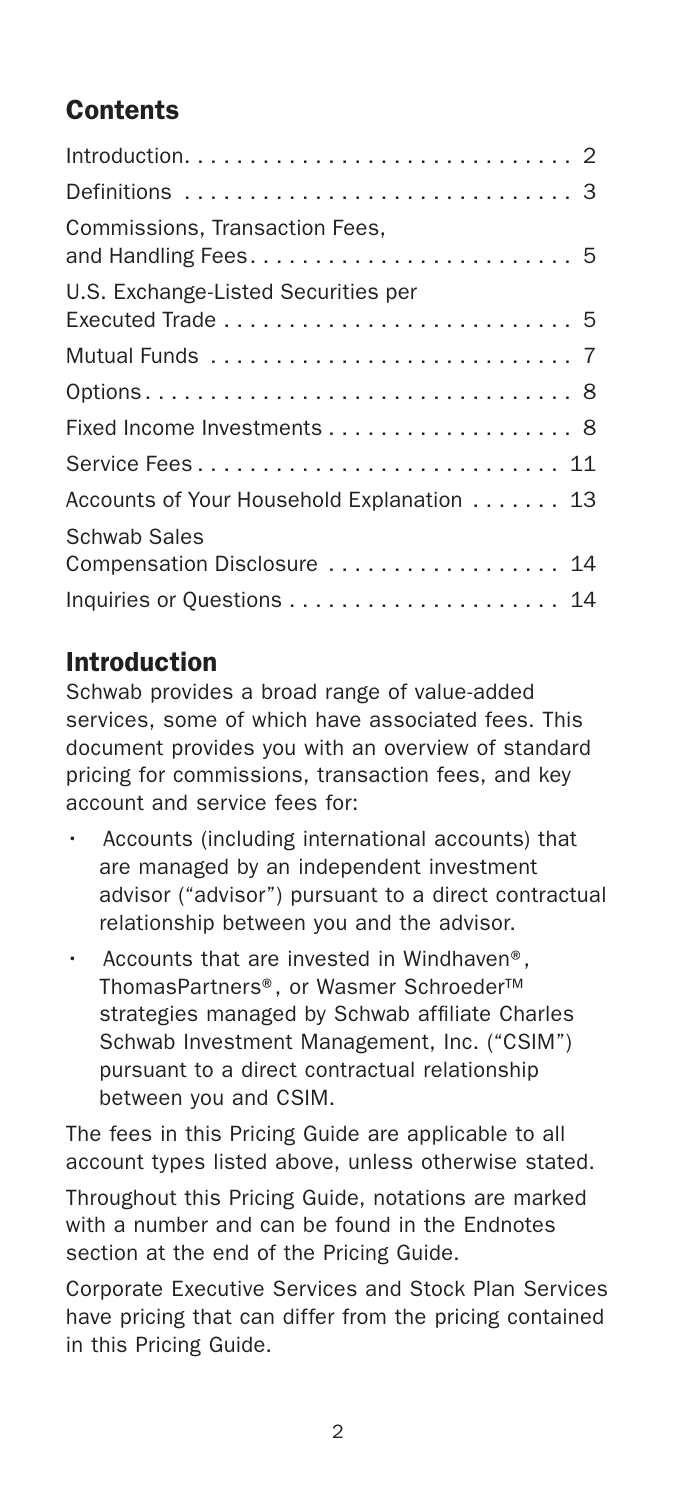## Contents

| | |
|---|---|
| Introduction | 2 |
| Definitions | 3 |
| Commissions, Transaction Fees, and Handling Fees | 5 |
| U.S. Exchange-Listed Securities per Executed Trade | 5 |
| Mutual Funds | 7 |
| Options | 8 |
| Fixed Income Investments | 8 |
| Service Fees | 11 |
| Accounts of Your Household Explanation | 13 |
| Schwab Sales Compensation Disclosure | 14 |
| Inquiries or Questions | 14 |

## Introduction

Schwab provides a broad range of value-added services, some of which have associated fees. This document provides you with an overview of standard pricing for commissions, transaction fees, and key account and service fees for:

- Accounts (including international accounts) that are managed by an independent investment advisor ("advisor") pursuant to a direct contractual relationship between you and the advisor.
- Accounts that are invested in Windhaven®, ThomasPartners®, or Wasmer Schroeder™ strategies managed by Schwab affiliate Charles Schwab Investment Management, Inc. ("CSIM") pursuant to a direct contractual relationship between you and CSIM.

The fees in this Pricing Guide are applicable to all account types listed above, unless otherwise stated.

Throughout this Pricing Guide, notations are marked with a number and can be found in the Endnotes section at the end of the Pricing Guide.

Corporate Executive Services and Stock Plan Services have pricing that can differ from the pricing contained in this Pricing Guide.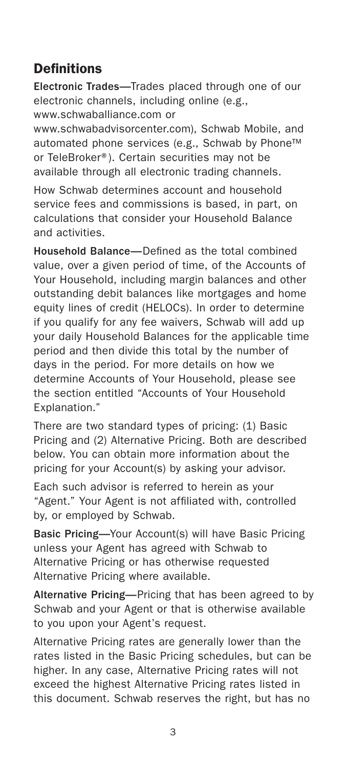## Definitions

**Electronic Trades**—Trades placed through one of our electronic channels, including online (e.g., www.schwaballiance.com or www.schwabadvisorcenter.com), Schwab Mobile, and automated phone services (e.g., Schwab by Phone™ or TeleBroker®). Certain securities may not be available through all electronic trading channels.

How Schwab determines account and household service fees and commissions is based, in part, on calculations that consider your Household Balance and activities.

**Household Balance**—Defined as the total combined value, over a given period of time, of the Accounts of Your Household, including margin balances and other outstanding debit balances like mortgages and home equity lines of credit (HELOCs). In order to determine if you qualify for any fee waivers, Schwab will add up your daily Household Balances for the applicable time period and then divide this total by the number of days in the period. For more details on how we determine Accounts of Your Household, please see the section entitled "Accounts of Your Household Explanation."

There are two standard types of pricing: (1) Basic Pricing and (2) Alternative Pricing. Both are described below. You can obtain more information about the pricing for your Account(s) by asking your advisor.

Each such advisor is referred to herein as your "Agent." Your Agent is not affiliated with, controlled by, or employed by Schwab.

**Basic Pricing**—Your Account(s) will have Basic Pricing unless your Agent has agreed with Schwab to Alternative Pricing or has otherwise requested Alternative Pricing where available.

**Alternative Pricing**—Pricing that has been agreed to by Schwab and your Agent or that is otherwise available to you upon your Agent's request.

Alternative Pricing rates are generally lower than the rates listed in the Basic Pricing schedules, but can be higher. In any case, Alternative Pricing rates will not exceed the highest Alternative Pricing rates listed in this document. Schwab reserves the right, but has no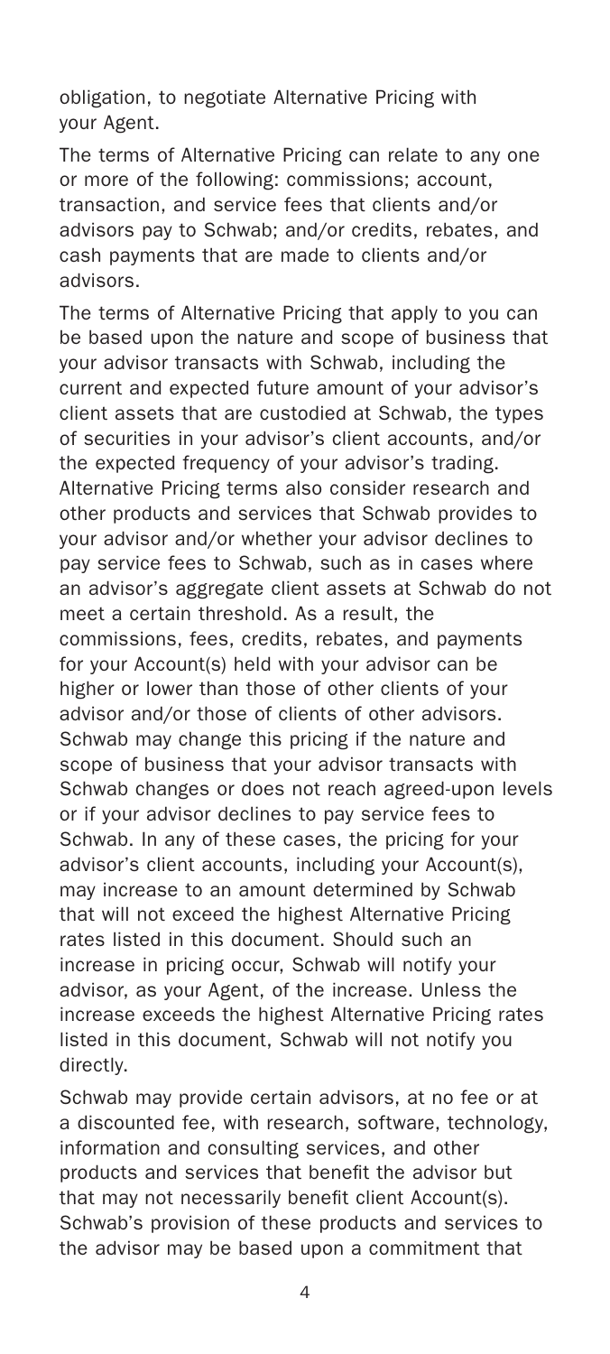obligation, to negotiate Alternative Pricing with your Agent.

The terms of Alternative Pricing can relate to any one or more of the following: commissions; account, transaction, and service fees that clients and/or advisors pay to Schwab; and/or credits, rebates, and cash payments that are made to clients and/or advisors.

The terms of Alternative Pricing that apply to you can be based upon the nature and scope of business that your advisor transacts with Schwab, including the current and expected future amount of your advisor's client assets that are custodied at Schwab, the types of securities in your advisor's client accounts, and/or the expected frequency of your advisor's trading. Alternative Pricing terms also consider research and other products and services that Schwab provides to your advisor and/or whether your advisor declines to pay service fees to Schwab, such as in cases where an advisor's aggregate client assets at Schwab do not meet a certain threshold. As a result, the commissions, fees, credits, rebates, and payments for your Account(s) held with your advisor can be higher or lower than those of other clients of your advisor and/or those of clients of other advisors. Schwab may change this pricing if the nature and scope of business that your advisor transacts with Schwab changes or does not reach agreed-upon levels or if your advisor declines to pay service fees to Schwab. In any of these cases, the pricing for your advisor's client accounts, including your Account(s), may increase to an amount determined by Schwab that will not exceed the highest Alternative Pricing rates listed in this document. Should such an increase in pricing occur, Schwab will notify your advisor, as your Agent, of the increase. Unless the increase exceeds the highest Alternative Pricing rates listed in this document, Schwab will not notify you directly.

Schwab may provide certain advisors, at no fee or at a discounted fee, with research, software, technology, information and consulting services, and other products and services that benefit the advisor but that may not necessarily benefit client Account(s). Schwab's provision of these products and services to the advisor may be based upon a commitment that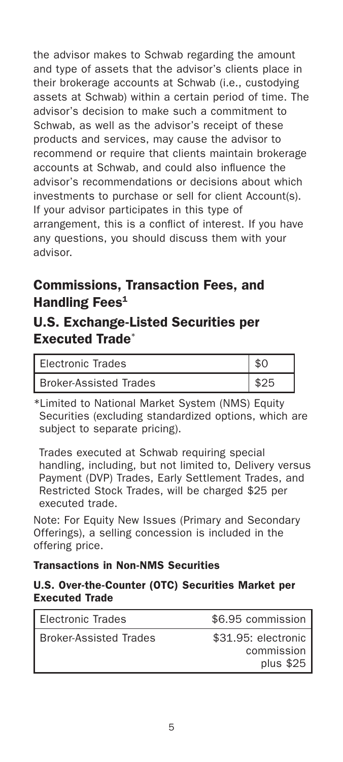the advisor makes to Schwab regarding the amount and type of assets that the advisor's clients place in their brokerage accounts at Schwab (i.e., custodying assets at Schwab) within a certain period of time. The advisor's decision to make such a commitment to Schwab, as well as the advisor's receipt of these products and services, may cause the advisor to recommend or require that clients maintain brokerage accounts at Schwab, and could also influence the advisor's recommendations or decisions about which investments to purchase or sell for client Account(s). If your advisor participates in this type of arrangement, this is a conflict of interest. If you have any questions, you should discuss them with your advisor.

## Commissions, Transaction Fees, and Handling Fees[1]

## U.S. Exchange-Listed Securities per Executed Trade*

| | |
|---|---|
| Electronic Trades | $0 |
| Broker-Assisted Trades | $25 |

*Limited to National Market System (NMS) Equity Securities (excluding standardized options, which are subject to separate pricing).

Trades executed at Schwab requiring special handling, including, but not limited to, Delivery versus Payment (DVP) Trades, Early Settlement Trades, and Restricted Stock Trades, will be charged $25 per executed trade.

Note: For Equity New Issues (Primary and Secondary Offerings), a selling concession is included in the offering price.

#### Transactions in Non-NMS Securities

#### U.S. Over-the-Counter (OTC) Securities Market per Executed Trade

| | |
|---|---|
| Electronic Trades | $6.95 commission |
| Broker-Assisted Trades | $31.95: electronic commission plus $25 |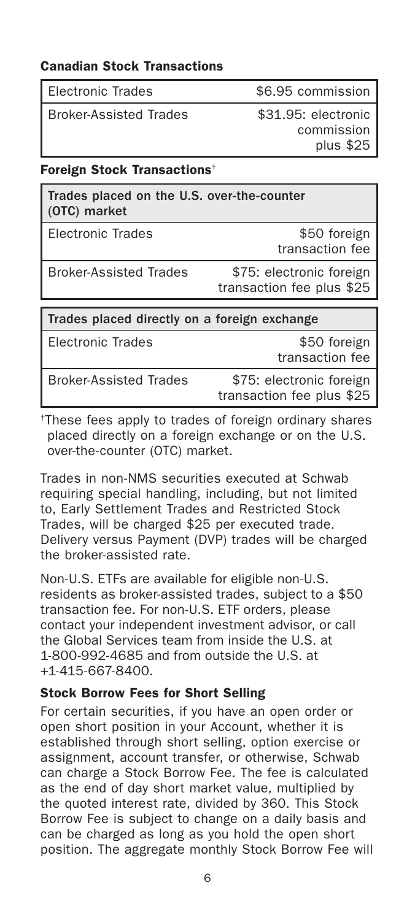### Canadian Stock Transactions

| | |
|---|---|
| Electronic Trades | $6.95 commission |
| Broker-Assisted Trades | $31.95: electronic commission plus $25 |

### Foreign Stock Transactions[†]

| Trades placed on the U.S. over-the-counter (OTC) market | |
|---|---|
| Electronic Trades | $50 foreign transaction fee |
| Broker-Assisted Trades | $75: electronic foreign transaction fee plus $25 |

| Trades placed directly on a foreign exchange | |
|---|---|
| Electronic Trades | $50 foreign transaction fee |
| Broker-Assisted Trades | $75: electronic foreign transaction fee plus $25 |

[†]These fees apply to trades of foreign ordinary shares placed directly on a foreign exchange or on the U.S. over-the-counter (OTC) market.

Trades in non-NMS securities executed at Schwab requiring special handling, including, but not limited to, Early Settlement Trades and Restricted Stock Trades, will be charged $25 per executed trade. Delivery versus Payment (DVP) trades will be charged the broker-assisted rate.

Non-U.S. ETFs are available for eligible non-U.S. residents as broker-assisted trades, subject to a $50 transaction fee. For non-U.S. ETF orders, please contact your independent investment advisor, or call the Global Services team from inside the U.S. at 1-800-992-4685 and from outside the U.S. at +1-415-667-8400.

### Stock Borrow Fees for Short Selling

For certain securities, if you have an open order or open short position in your Account, whether it is established through short selling, option exercise or assignment, account transfer, or otherwise, Schwab can charge a Stock Borrow Fee. The fee is calculated as the end of day short market value, multiplied by the quoted interest rate, divided by 360. This Stock Borrow Fee is subject to change on a daily basis and can be charged as long as you hold the open short position. The aggregate monthly Stock Borrow Fee will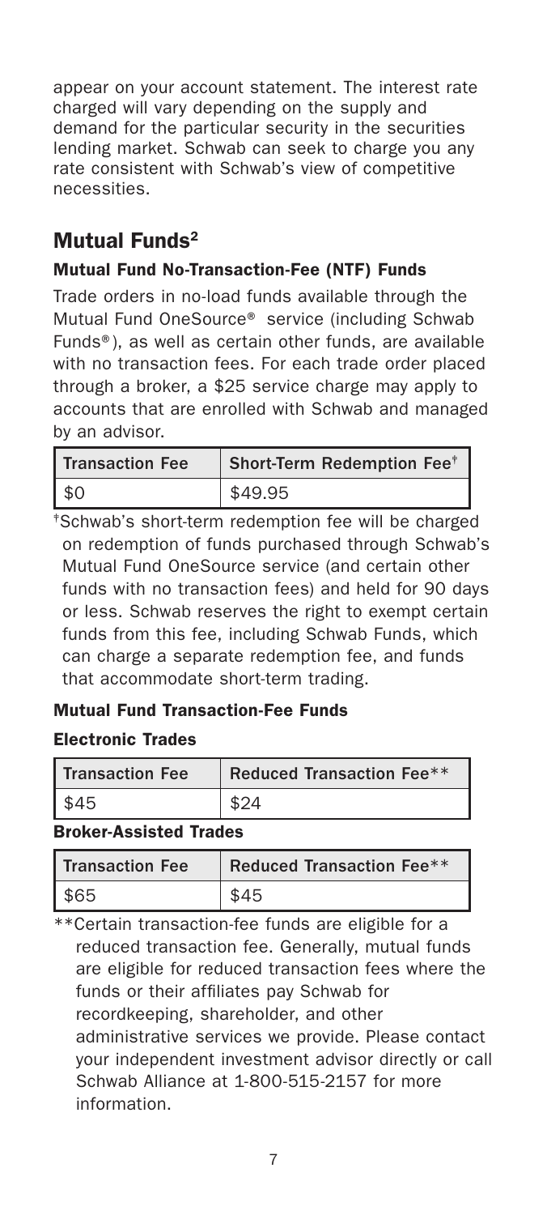appear on your account statement. The interest rate charged will vary depending on the supply and demand for the particular security in the securities lending market. Schwab can seek to charge you any rate consistent with Schwab's view of competitive necessities.

## Mutual Funds[2]

### Mutual Fund No-Transaction-Fee (NTF) Funds

Trade orders in no-load funds available through the Mutual Fund OneSource® service (including Schwab Funds®), as well as certain other funds, are available with no transaction fees. For each trade order placed through a broker, a $25 service charge may apply to accounts that are enrolled with Schwab and managed by an advisor.

| Transaction Fee | Short-Term Redemption Fee[†] |
|---|---|
| $0 | $49.95 |

[†]Schwab's short-term redemption fee will be charged on redemption of funds purchased through Schwab's Mutual Fund OneSource service (and certain other funds with no transaction fees) and held for 90 days or less. Schwab reserves the right to exempt certain funds from this fee, including Schwab Funds, which can charge a separate redemption fee, and funds that accommodate short-term trading.

### Mutual Fund Transaction-Fee Funds

#### Electronic Trades

| Transaction Fee | Reduced Transaction Fee** |
|---|---|
| $45 | $24 |

#### Broker-Assisted Trades

| Transaction Fee | Reduced Transaction Fee** |
|---|---|
| $65 | $45 |

**Certain transaction-fee funds are eligible for a reduced transaction fee. Generally, mutual funds are eligible for reduced transaction fees where the funds or their affiliates pay Schwab for recordkeeping, shareholder, and other administrative services we provide. Please contact your independent investment advisor directly or call Schwab Alliance at 1-800-515-2157 for more information.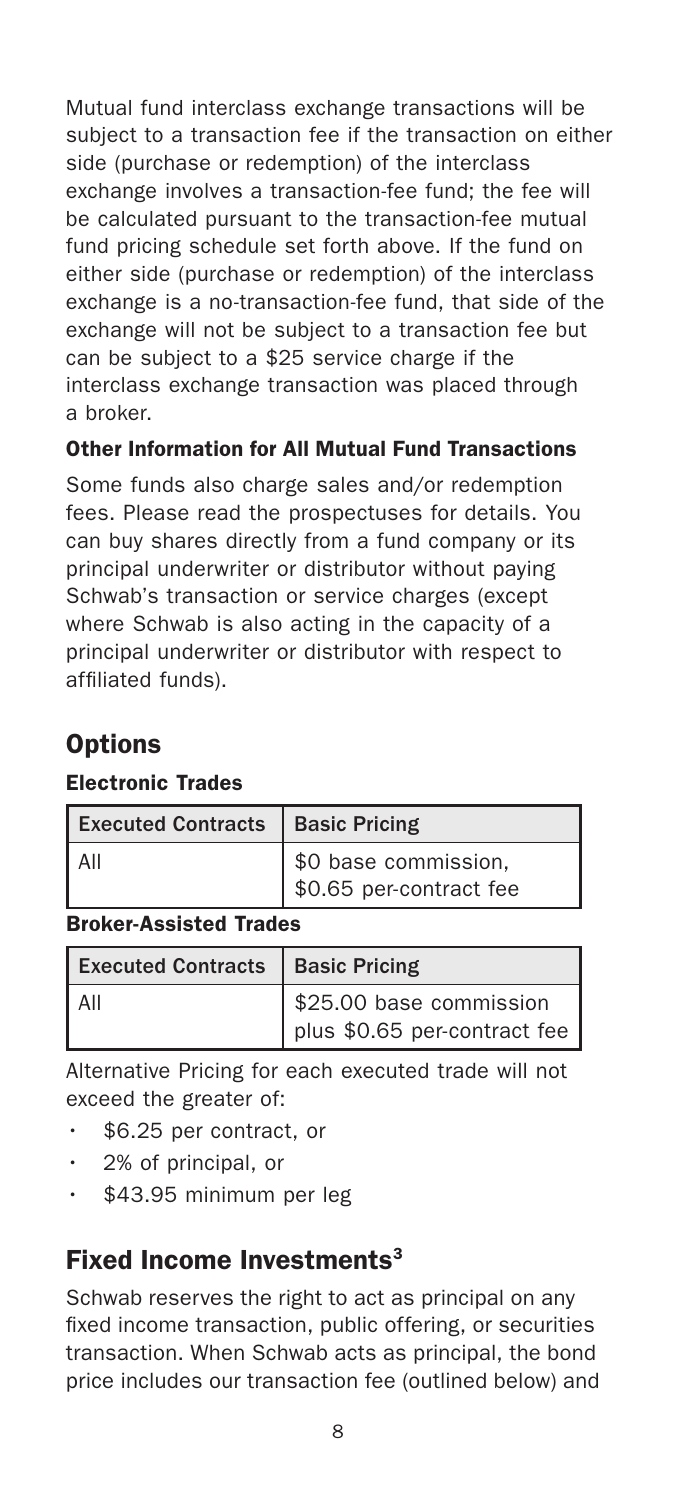Mutual fund interclass exchange transactions will be subject to a transaction fee if the transaction on either side (purchase or redemption) of the interclass exchange involves a transaction-fee fund; the fee will be calculated pursuant to the transaction-fee mutual fund pricing schedule set forth above. If the fund on either side (purchase or redemption) of the interclass exchange is a no-transaction-fee fund, that side of the exchange will not be subject to a transaction fee but can be subject to a $25 service charge if the interclass exchange transaction was placed through a broker.

### Other Information for All Mutual Fund Transactions

Some funds also charge sales and/or redemption fees. Please read the prospectuses for details. You can buy shares directly from a fund company or its principal underwriter or distributor without paying Schwab's transaction or service charges (except where Schwab is also acting in the capacity of a principal underwriter or distributor with respect to affiliated funds).

## Options

### Electronic Trades

| Executed Contracts | Basic Pricing |
|---|---|
| All | $0 base commission, $0.65 per-contract fee |

### Broker-Assisted Trades

| Executed Contracts | Basic Pricing |
|---|---|
| All | $25.00 base commission plus $0.65 per-contract fee |

Alternative Pricing for each executed trade will not exceed the greater of:

- $6.25 per contract, or
- 2% of principal, or
- $43.95 minimum per leg

## Fixed Income Investments[3]

Schwab reserves the right to act as principal on any fixed income transaction, public offering, or securities transaction. When Schwab acts as principal, the bond price includes our transaction fee (outlined below) and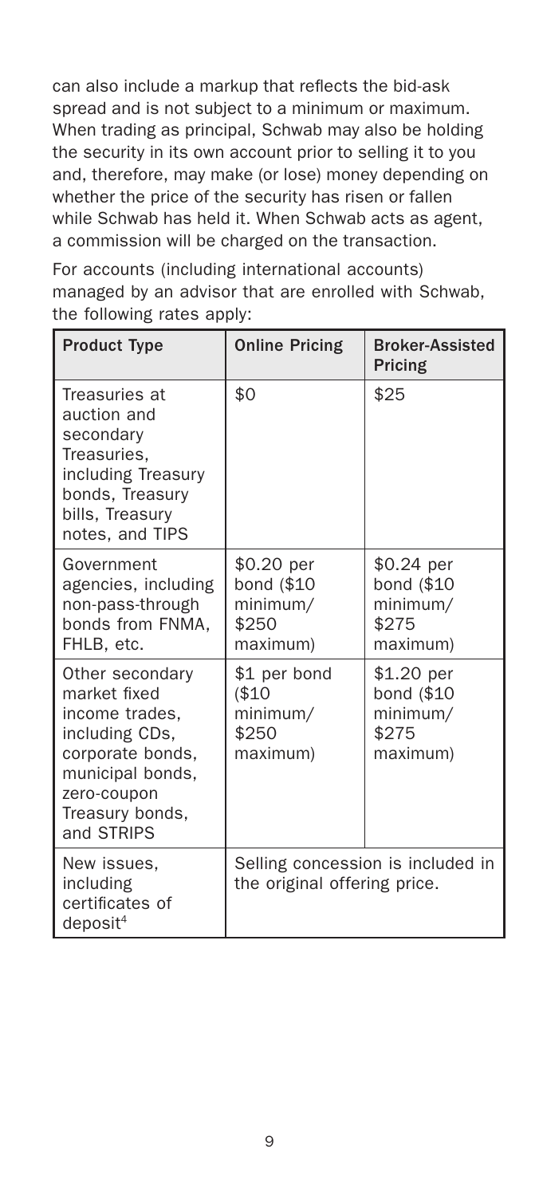can also include a markup that reflects the bid-ask spread and is not subject to a minimum or maximum. When trading as principal, Schwab may also be holding the security in its own account prior to selling it to you and, therefore, may make (or lose) money depending on whether the price of the security has risen or fallen while Schwab has held it. When Schwab acts as agent, a commission will be charged on the transaction.

For accounts (including international accounts) managed by an advisor that are enrolled with Schwab, the following rates apply:

| Product Type | Online Pricing | Broker-Assisted Pricing |
|---|---|---|
| Treasuries at auction and secondary Treasuries, including Treasury bonds, Treasury bills, Treasury notes, and TIPS | $0 | $25 |
| Government agencies, including non-pass-through bonds from FNMA, FHLB, etc. | $0.20 per bond ($10 minimum/ $250 maximum) | $0.24 per bond ($10 minimum/ $275 maximum) |
| Other secondary market fixed income trades, including CDs, corporate bonds, municipal bonds, zero-coupon Treasury bonds, and STRIPS | $1 per bond ($10 minimum/ $250 maximum) | $1.20 per bond ($10 minimum/ $275 maximum) |
| New issues, including certificates of deposit[4] | Selling concession is included in the original offering price. | |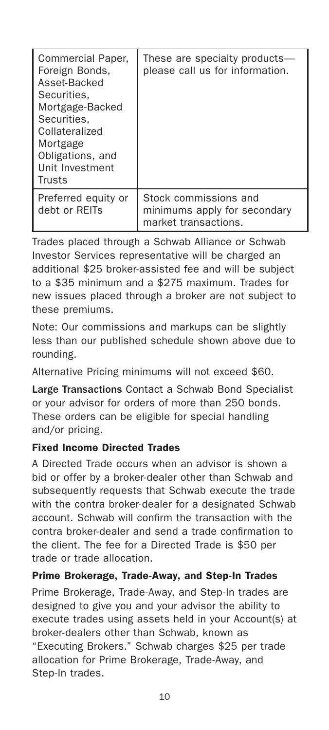| | |
|---|---|
| Commercial Paper, Foreign Bonds, Asset-Backed Securities, Mortgage-Backed Securities, Collateralized Mortgage Obligations, and Unit Investment Trusts | These are specialty products—please call us for information. |
| Preferred equity or debt or REITs | Stock commissions and minimums apply for secondary market transactions. |

Trades placed through a Schwab Alliance or Schwab Investor Services representative will be charged an additional $25 broker-assisted fee and will be subject to a $35 minimum and a $275 maximum. Trades for new issues placed through a broker are not subject to these premiums.

Note: Our commissions and markups can be slightly less than our published schedule shown above due to rounding.

Alternative Pricing minimums will not exceed $60.

**Large Transactions** Contact a Schwab Bond Specialist or your advisor for orders of more than 250 bonds. These orders can be eligible for special handling and/or pricing.

### Fixed Income Directed Trades

A Directed Trade occurs when an advisor is shown a bid or offer by a broker-dealer other than Schwab and subsequently requests that Schwab execute the trade with the contra broker-dealer for a designated Schwab account. Schwab will confirm the transaction with the contra broker-dealer and send a trade confirmation to the client. The fee for a Directed Trade is $50 per trade or trade allocation.

### Prime Brokerage, Trade-Away, and Step-In Trades

Prime Brokerage, Trade-Away, and Step-In trades are designed to give you and your advisor the ability to execute trades using assets held in your Account(s) at broker-dealers other than Schwab, known as "Executing Brokers." Schwab charges $25 per trade allocation for Prime Brokerage, Trade-Away, and Step-In trades.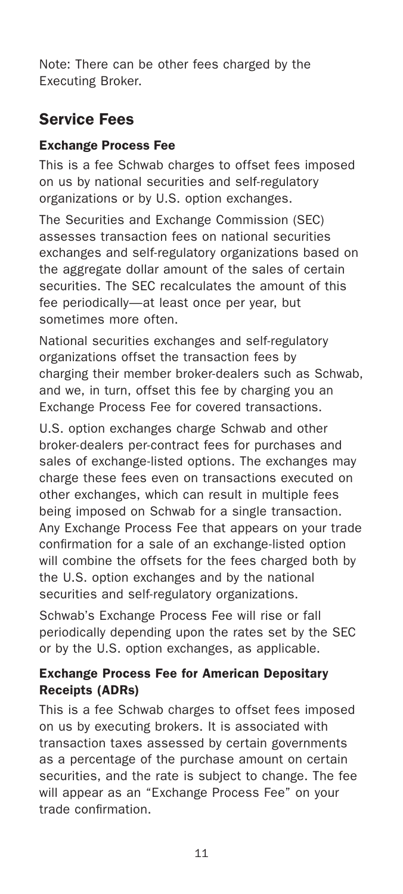Note: There can be other fees charged by the Executing Broker.

## Service Fees

### Exchange Process Fee

This is a fee Schwab charges to offset fees imposed on us by national securities and self-regulatory organizations or by U.S. option exchanges.

The Securities and Exchange Commission (SEC) assesses transaction fees on national securities exchanges and self-regulatory organizations based on the aggregate dollar amount of the sales of certain securities. The SEC recalculates the amount of this fee periodically—at least once per year, but sometimes more often.

National securities exchanges and self-regulatory organizations offset the transaction fees by charging their member broker-dealers such as Schwab, and we, in turn, offset this fee by charging you an Exchange Process Fee for covered transactions.

U.S. option exchanges charge Schwab and other broker-dealers per-contract fees for purchases and sales of exchange-listed options. The exchanges may charge these fees even on transactions executed on other exchanges, which can result in multiple fees being imposed on Schwab for a single transaction. Any Exchange Process Fee that appears on your trade confirmation for a sale of an exchange-listed option will combine the offsets for the fees charged both by the U.S. option exchanges and by the national securities and self-regulatory organizations.

Schwab's Exchange Process Fee will rise or fall periodically depending upon the rates set by the SEC or by the U.S. option exchanges, as applicable.

### Exchange Process Fee for American Depositary Receipts (ADRs)

This is a fee Schwab charges to offset fees imposed on us by executing brokers. It is associated with transaction taxes assessed by certain governments as a percentage of the purchase amount on certain securities, and the rate is subject to change. The fee will appear as an "Exchange Process Fee" on your trade confirmation.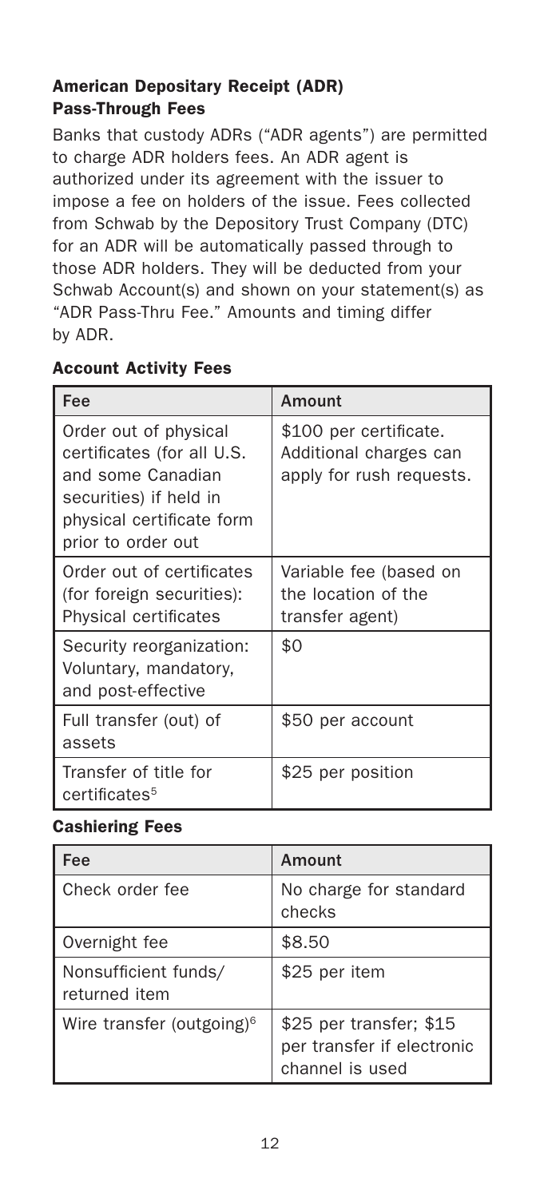### American Depositary Receipt (ADR) Pass-Through Fees

Banks that custody ADRs ("ADR agents") are permitted to charge ADR holders fees. An ADR agent is authorized under its agreement with the issuer to impose a fee on holders of the issue. Fees collected from Schwab by the Depository Trust Company (DTC) for an ADR will be automatically passed through to those ADR holders. They will be deducted from your Schwab Account(s) and shown on your statement(s) as "ADR Pass-Thru Fee." Amounts and timing differ by ADR.

### Account Activity Fees

| Fee | Amount |
|---|---|
| Order out of physical certificates (for all U.S. and some Canadian securities) if held in physical certificate form prior to order out | \$100 per certificate. Additional charges can apply for rush requests. |
| Order out of certificates (for foreign securities): Physical certificates | Variable fee (based on the location of the transfer agent) |
| Security reorganization: Voluntary, mandatory, and post-effective | \$0 |
| Full transfer (out) of assets | \$50 per account |
| Transfer of title for certificates[5] | \$25 per position |

### Cashiering Fees

| Fee | Amount |
|---|---|
| Check order fee | No charge for standard checks |
| Overnight fee | \$8.50 |
| Nonsufficient funds/ returned item | \$25 per item |
| Wire transfer (outgoing)[6] | \$25 per transfer; \$15 per transfer if electronic channel is used |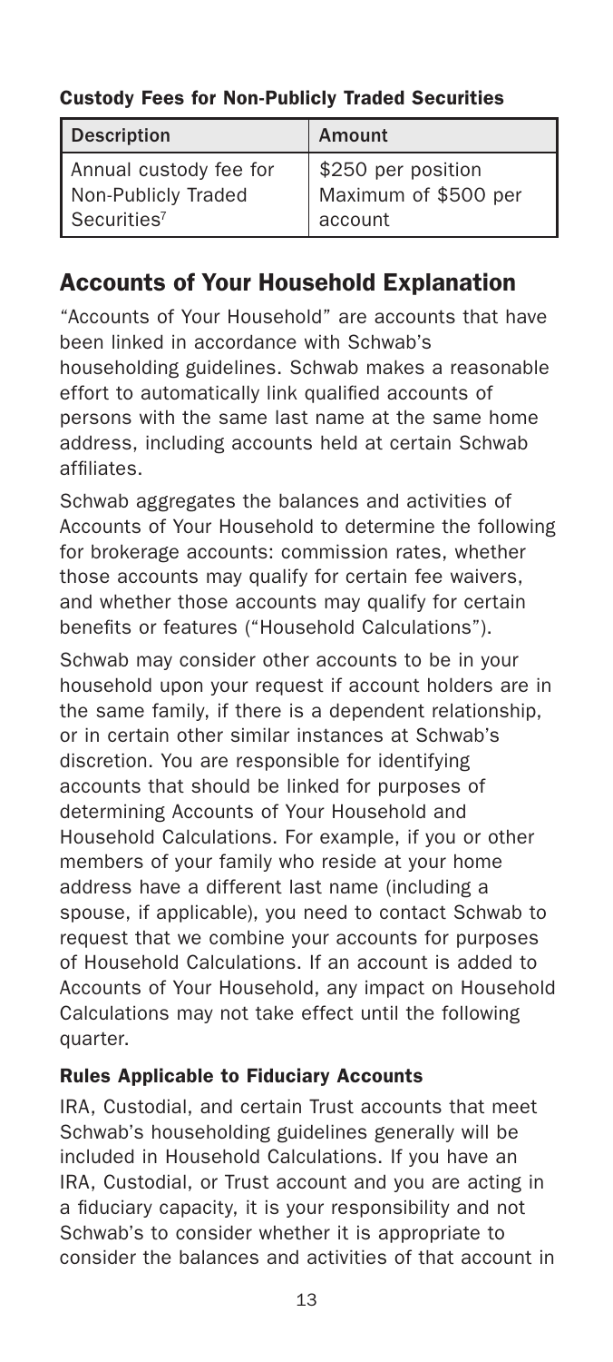**Custody Fees for Non-Publicly Traded Securities**

| Description | Amount |
|---|---|
| Annual custody fee for Non-Publicly Traded Securities[7] | $250 per position Maximum of $500 per account |

## Accounts of Your Household Explanation

"Accounts of Your Household" are accounts that have been linked in accordance with Schwab's householding guidelines. Schwab makes a reasonable effort to automatically link qualified accounts of persons with the same last name at the same home address, including accounts held at certain Schwab affiliates.

Schwab aggregates the balances and activities of Accounts of Your Household to determine the following for brokerage accounts: commission rates, whether those accounts may qualify for certain fee waivers, and whether those accounts may qualify for certain benefits or features ("Household Calculations").

Schwab may consider other accounts to be in your household upon your request if account holders are in the same family, if there is a dependent relationship, or in certain other similar instances at Schwab's discretion. You are responsible for identifying accounts that should be linked for purposes of determining Accounts of Your Household and Household Calculations. For example, if you or other members of your family who reside at your home address have a different last name (including a spouse, if applicable), you need to contact Schwab to request that we combine your accounts for purposes of Household Calculations. If an account is added to Accounts of Your Household, any impact on Household Calculations may not take effect until the following quarter.

### Rules Applicable to Fiduciary Accounts

IRA, Custodial, and certain Trust accounts that meet Schwab's householding guidelines generally will be included in Household Calculations. If you have an IRA, Custodial, or Trust account and you are acting in a fiduciary capacity, it is your responsibility and not Schwab's to consider whether it is appropriate to consider the balances and activities of that account in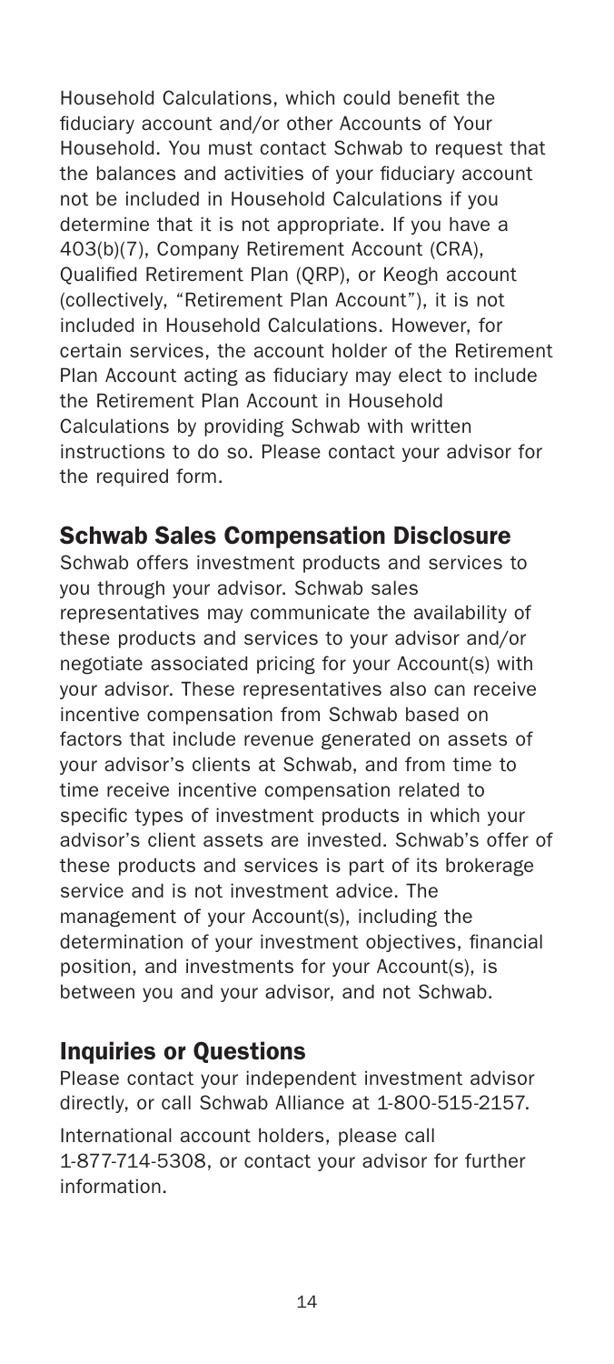Household Calculations, which could benefit the fiduciary account and/or other Accounts of Your Household. You must contact Schwab to request that the balances and activities of your fiduciary account not be included in Household Calculations if you determine that it is not appropriate. If you have a 403(b)(7), Company Retirement Account (CRA), Qualified Retirement Plan (QRP), or Keogh account (collectively, "Retirement Plan Account"), it is not included in Household Calculations. However, for certain services, the account holder of the Retirement Plan Account acting as fiduciary may elect to include the Retirement Plan Account in Household Calculations by providing Schwab with written instructions to do so. Please contact your advisor for the required form.

## Schwab Sales Compensation Disclosure

Schwab offers investment products and services to you through your advisor. Schwab sales representatives may communicate the availability of these products and services to your advisor and/or negotiate associated pricing for your Account(s) with your advisor. These representatives also can receive incentive compensation from Schwab based on factors that include revenue generated on assets of your advisor's clients at Schwab, and from time to time receive incentive compensation related to specific types of investment products in which your advisor's client assets are invested. Schwab's offer of these products and services is part of its brokerage service and is not investment advice. The management of your Account(s), including the determination of your investment objectives, financial position, and investments for your Account(s), is between you and your advisor, and not Schwab.

## Inquiries or Questions

Please contact your independent investment advisor directly, or call Schwab Alliance at 1-800-515-2157.

International account holders, please call 1-877-714-5308, or contact your advisor for further information.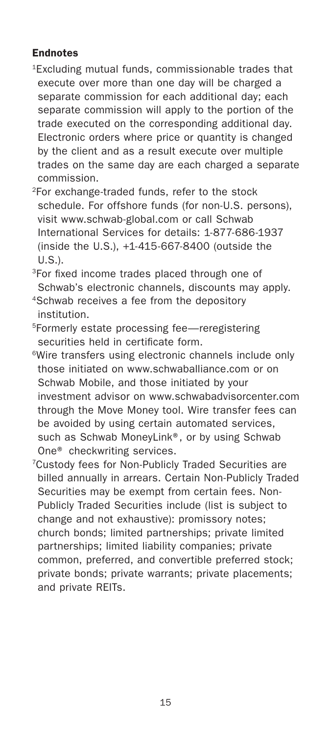## Endnotes

[1]Excluding mutual funds, commissionable trades that execute over more than one day will be charged a separate commission for each additional day; each separate commission will apply to the portion of the trade executed on the corresponding additional day. Electronic orders where price or quantity is changed by the client and as a result execute over multiple trades on the same day are each charged a separate commission.

[2]For exchange-traded funds, refer to the stock schedule. For offshore funds (for non-U.S. persons), visit www.schwab-global.com or call Schwab International Services for details: 1-877-686-1937 (inside the U.S.), +1-415-667-8400 (outside the U.S.).

[3]For fixed income trades placed through one of Schwab's electronic channels, discounts may apply.

[4]Schwab receives a fee from the depository institution.

[5]Formerly estate processing fee—reregistering securities held in certificate form.

[6]Wire transfers using electronic channels include only those initiated on www.schwaballiance.com or on Schwab Mobile, and those initiated by your investment advisor on www.schwabadvisorcenter.com through the Move Money tool. Wire transfer fees can be avoided by using certain automated services, such as Schwab MoneyLink®, or by using Schwab One® checkwriting services.

[7]Custody fees for Non-Publicly Traded Securities are billed annually in arrears. Certain Non-Publicly Traded Securities may be exempt from certain fees. Non-Publicly Traded Securities include (list is subject to change and not exhaustive): promissory notes; church bonds; limited partnerships; private limited partnerships; limited liability companies; private common, preferred, and convertible preferred stock; private bonds; private warrants; private placements; and private REITs.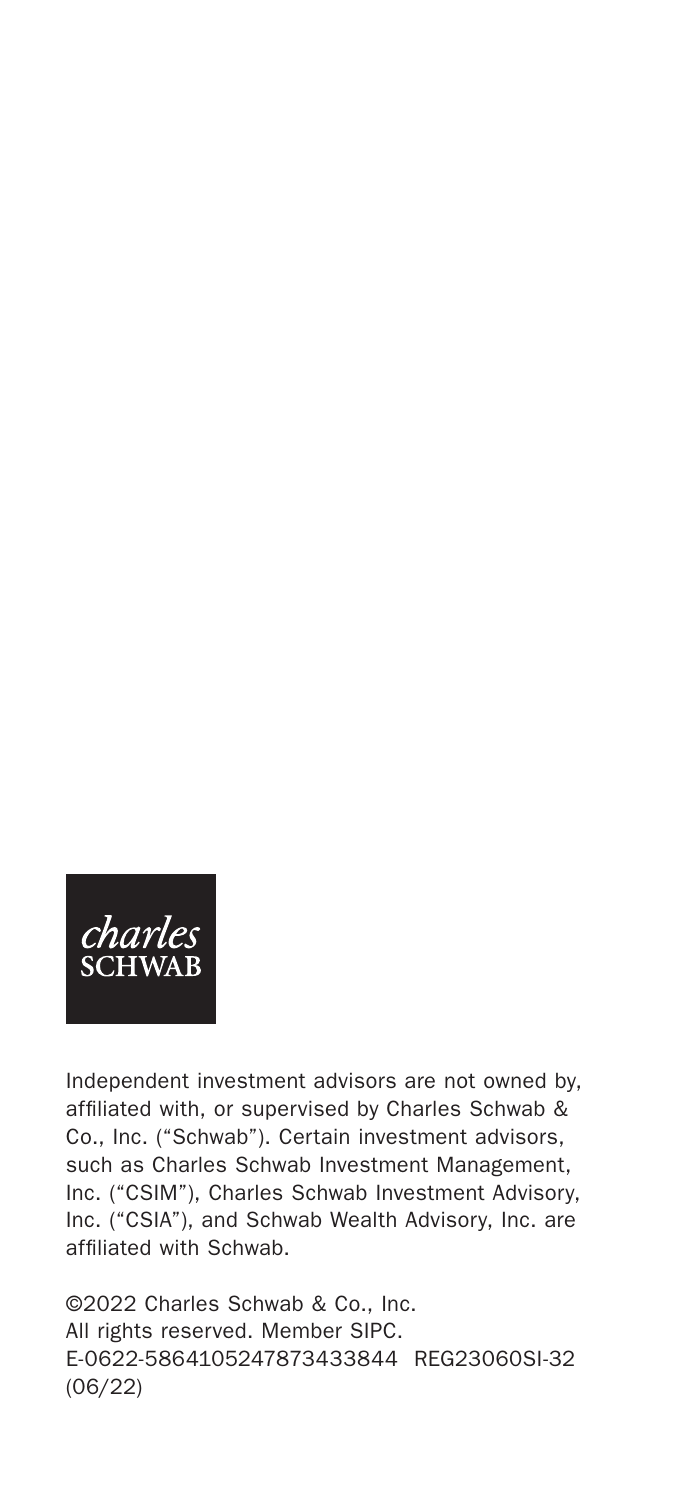charles
SCHWAB

Independent investment advisors are not owned by, affiliated with, or supervised by Charles Schwab & Co., Inc. ("Schwab"). Certain investment advisors, such as Charles Schwab Investment Management, Inc. ("CSIM"), Charles Schwab Investment Advisory, Inc. ("CSIA"), and Schwab Wealth Advisory, Inc. are affiliated with Schwab.

©2022 Charles Schwab & Co., Inc.
All rights reserved. Member SIPC.
E-0622-5864105247873433844 REG23060SI-32
(06/22)